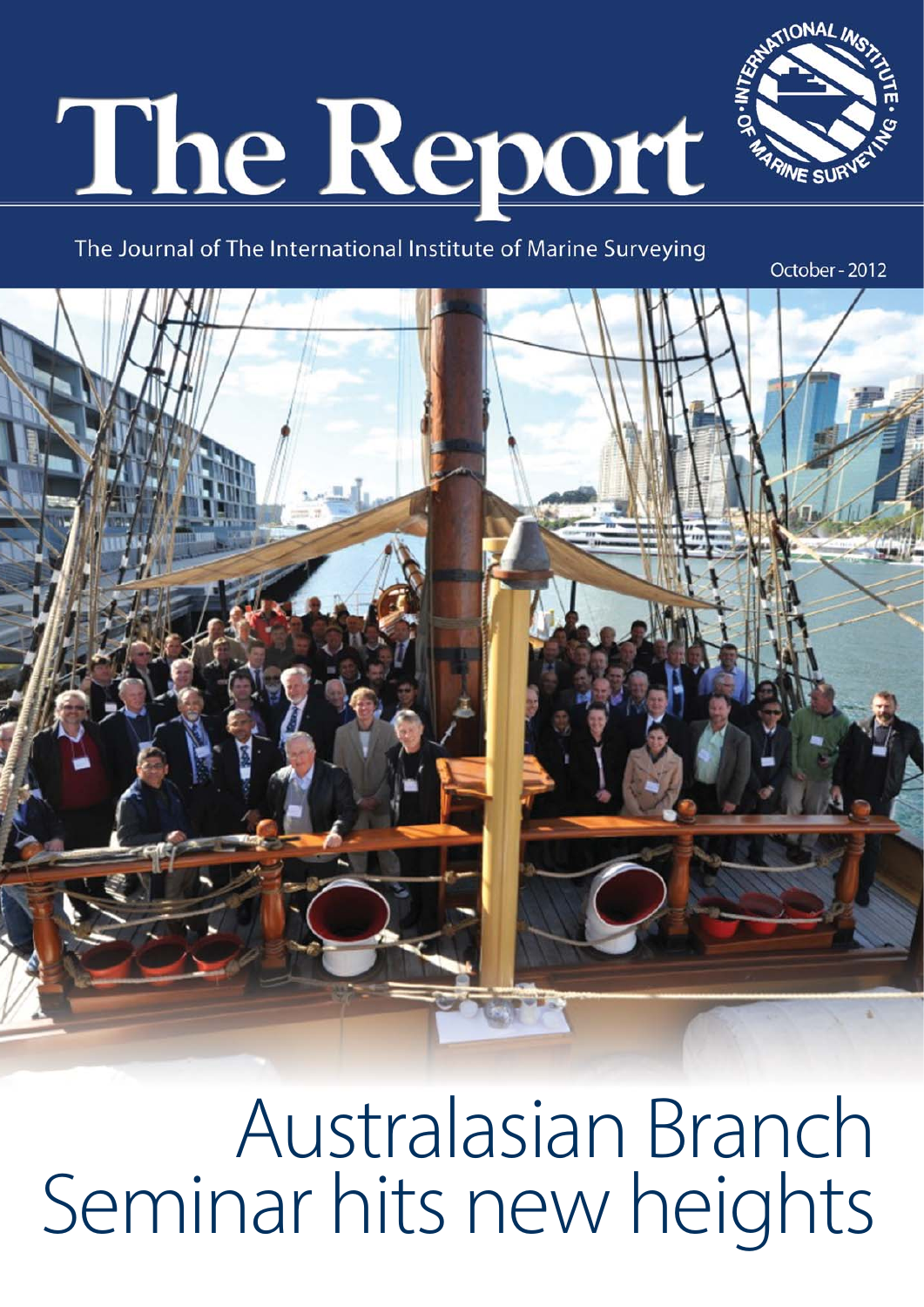# The Report

The Journal of The International Institute of Marine Surveying

October - 2012

# Australasian Branch Seminar hits new heights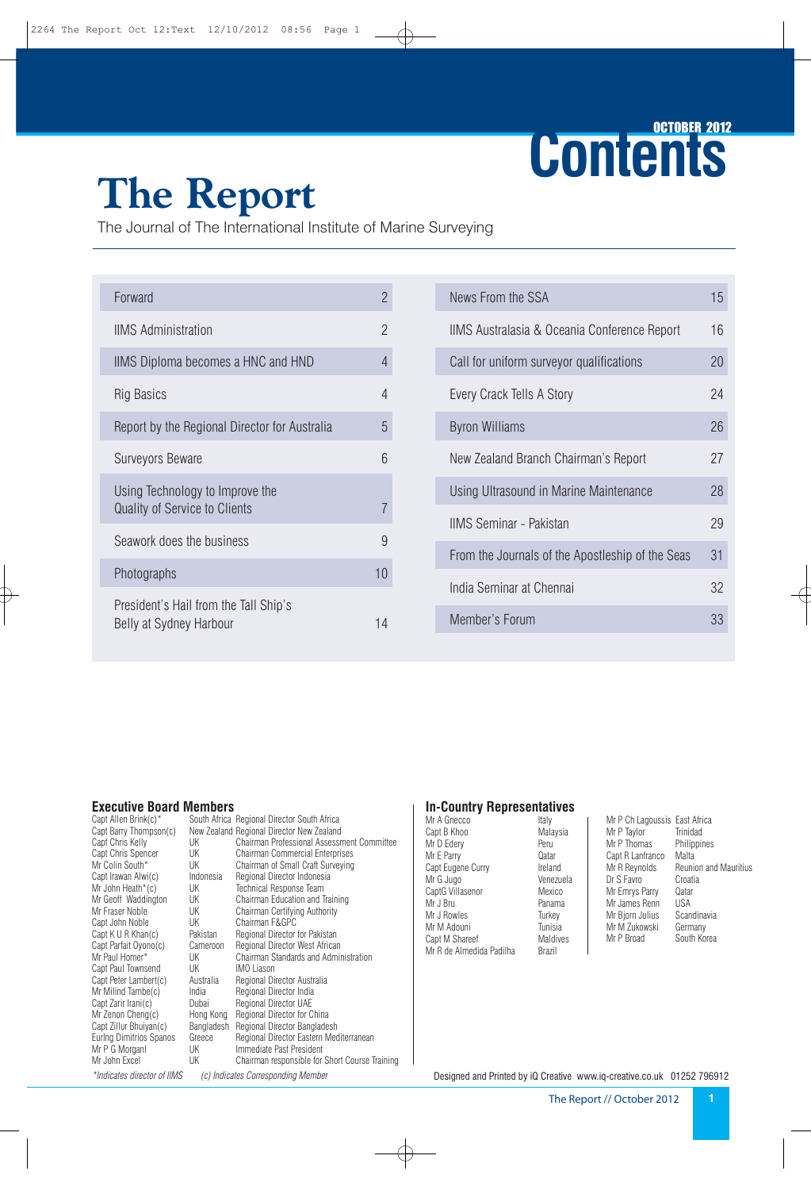# The Report

The Journal of The International Institute of Marine Surveying

# Contents

OCTOBER 2012

| | |
|---|---|
| Forward | 2 |
| IIMS Administration | 2 |
| IIMS Diploma becomes a HNC and HND | 4 |
| Rig Basics | 4 |
| Report by the Regional Director for Australia | 5 |
| Surveyors Beware | 6 |
| Using Technology to Improve the Quality of Service to Clients | 7 |
| Seawork does the business | 9 |
| Photographs | 10 |
| President's Hail from the Tall Ship's Belly at Sydney Harbour | 14 |
| News From the SSA | 15 |
| IIMS Australasia & Oceania Conference Report | 16 |
| Call for uniform surveyor qualifications | 20 |
| Every Crack Tells A Story | 24 |
| Byron Williams | 26 |
| New Zealand Branch Chairman's Report | 27 |
| Using Ultrasound in Marine Maintenance | 28 |
| IIMS Seminar - Pakistan | 29 |
| From the Journals of the Apostleship of the Seas | 31 |
| India Seminar at Chennai | 32 |
| Member's Forum | 33 |

## Executive Board Members

| Name | Country | Role |
|---|---|---|
| Capt Allen Brink(c)* | South Africa | Regional Director South Africa |
| Capt Barry Thompson(c) | New Zealand | Regional Director New Zealand |
| Capt Chris Kelly | UK | Chairman Professional Assessment Committee |
| Capt Chris Spencer | UK | Chairman Commercial Enterprises |
| Mr Colin South* | UK | Chairman of Small Craft Surveying |
| Capt Irawan Alwi(c) | Indonesia | Regional Director Indonesia |
| Mr John Heath*(c) | UK | Technical Response Team |
| Mr Geoff Waddington | UK | Chairman Education and Training |
| Mr Fraser Noble | UK | Chairman Certifying Authority |
| Capt John Noble | UK | Chairman F&GPC |
| Capt K U R Khan(c) | Pakistan | Regional Director for Pakistan |
| Capt Parfait Oyono(c) | Cameroon | Regional Director West African |
| Mr Paul Homer* | UK | Chairman Standards and Administration |
| Capt Paul Townsend | UK | IMO Liason |
| Capt Peter Lambert(c) | Australia | Regional Director Australia |
| Mr Milind Tambe(c) | India | Regional Director India |
| Capt Zarir Irani(c) | Dubai | Regional Director UAE |
| Mr Zenon Cheng(c) | Hong Kong | Regional Director for China |
| Capt Zillur Bhuiyan(c) | Bangladesh | Regional Director Bangladesh |
| Eurlng Dimitrios Spanos | Greece | Regional Director Eastern Mediterranean |
| Mr P G Morganl | UK | Immediate Past President |
| Mr John Excel | UK | Chairman responsible for Short Course Training |

*Indicates director of IIMS (c) Indicates Corresponding Member

## In-Country Representatives

| Name | Country |
|---|---|
| Mr A Gnecco | Italy |
| Capt B Khoo | Malaysia |
| Mr D Edery | Peru |
| Mr E Parry | Qatar |
| Capt Eugene Curry | Ireland |
| Mr G Jugo | Venezuela |
| CaptG Villasenor | Mexico |
| Mr J Bru | Panama |
| Mr J Rowles | Turkey |
| Mr M Adouni | Tunisia |
| Capt M Shareef | Maldives |
| Mr R de Almedida Padilha | Brazil |
| Mr P Ch Lagoussis | East Africa |
| Mr P Taylor | Trinidad |
| Mr P Thomas | Philippines |
| Capt R Lanfranco | Malta |
| Mr R Reynolds | Reunion and Mauritius |
| Dr S Favro | Croatia |
| Mr Emrys Parry | Qatar |
| Mr James Renn | USA |
| Mr Bjorn Julius | Scandinavia |
| Mr M Zukowski | Germany |
| Mr P Broad | South Korea |

Designed and Printed by iQ Creative www.iq-creative.co.uk 01252 796912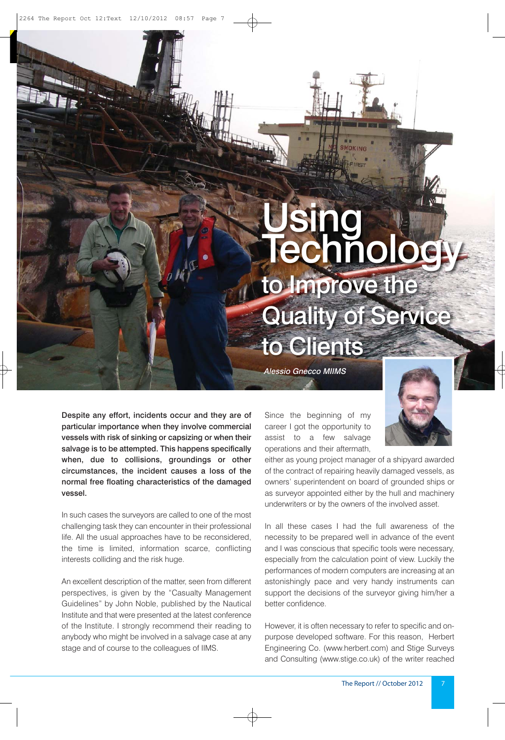# Using Technology to Improve the Quality of Service to Clients

*Alessio Gnecco MIIMS*

**Despite any effort, incidents occur and they are of particular importance when they involve commercial vessels with risk of sinking or capsizing or when their salvage is to be attempted. This happens specifically when, due to collisions, groundings or other circumstances, the incident causes a loss of the normal free floating characteristics of the damaged vessel.**

In such cases the surveyors are called to one of the most challenging task they can encounter in their professional life. All the usual approaches have to be reconsidered, the time is limited, information scarce, conflicting interests colliding and the risk huge.

An excellent description of the matter, seen from different perspectives, is given by the "Casualty Management Guidelines" by John Noble, published by the Nautical Institute and that were presented at the latest conference of the Institute. I strongly recommend their reading to anybody who might be involved in a salvage case at any stage and of course to the colleagues of IIMS.

Since the beginning of my career I got the opportunity to assist to a few salvage operations and their aftermath, either as young project manager of a shipyard awarded of the contract of repairing heavily damaged vessels, as owners' superintendent on board of grounded ships or as surveyor appointed either by the hull and machinery underwriters or by the owners of the involved asset.

In all these cases I had the full awareness of the necessity to be prepared well in advance of the event and I was conscious that specific tools were necessary, especially from the calculation point of view. Luckily the performances of modern computers are increasing at an astonishingly pace and very handy instruments can support the decisions of the surveyor giving him/her a better confidence.

However, it is often necessary to refer to specific and on-purpose developed software. For this reason, Herbert Engineering Co. (www.herbert.com) and Stige Surveys and Consulting (www.stige.co.uk) of the writer reached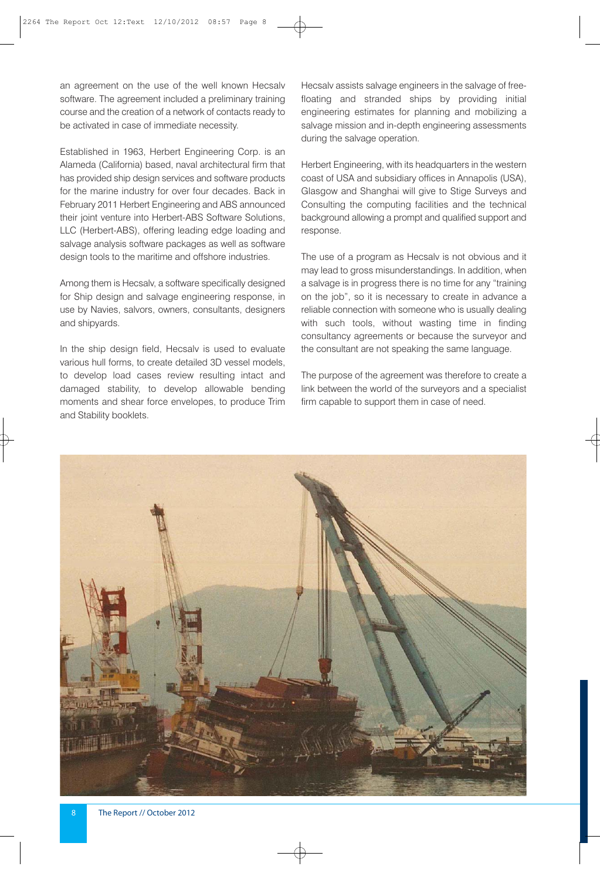an agreement on the use of the well known Hecsalv software. The agreement included a preliminary training course and the creation of a network of contacts ready to be activated in case of immediate necessity.

Established in 1963, Herbert Engineering Corp. is an Alameda (California) based, naval architectural firm that has provided ship design services and software products for the marine industry for over four decades. Back in February 2011 Herbert Engineering and ABS announced their joint venture into Herbert-ABS Software Solutions, LLC (Herbert-ABS), offering leading edge loading and salvage analysis software packages as well as software design tools to the maritime and offshore industries.

Among them is Hecsalv, a software specifically designed for Ship design and salvage engineering response, in use by Navies, salvors, owners, consultants, designers and shipyards.

In the ship design field, Hecsalv is used to evaluate various hull forms, to create detailed 3D vessel models, to develop load cases review resulting intact and damaged stability, to develop allowable bending moments and shear force envelopes, to produce Trim and Stability booklets.

Hecsalv assists salvage engineers in the salvage of free-floating and stranded ships by providing initial engineering estimates for planning and mobilizing a salvage mission and in-depth engineering assessments during the salvage operation.

Herbert Engineering, with its headquarters in the western coast of USA and subsidiary offices in Annapolis (USA), Glasgow and Shanghai will give to Stige Surveys and Consulting the computing facilities and the technical background allowing a prompt and qualified support and response.

The use of a program as Hecsalv is not obvious and it may lead to gross misunderstandings. In addition, when a salvage is in progress there is no time for any "training on the job", so it is necessary to create in advance a reliable connection with someone who is usually dealing with such tools, without wasting time in finding consultancy agreements or because the surveyor and the consultant are not speaking the same language.

The purpose of the agreement was therefore to create a link between the world of the surveyors and a specialist firm capable to support them in case of need.